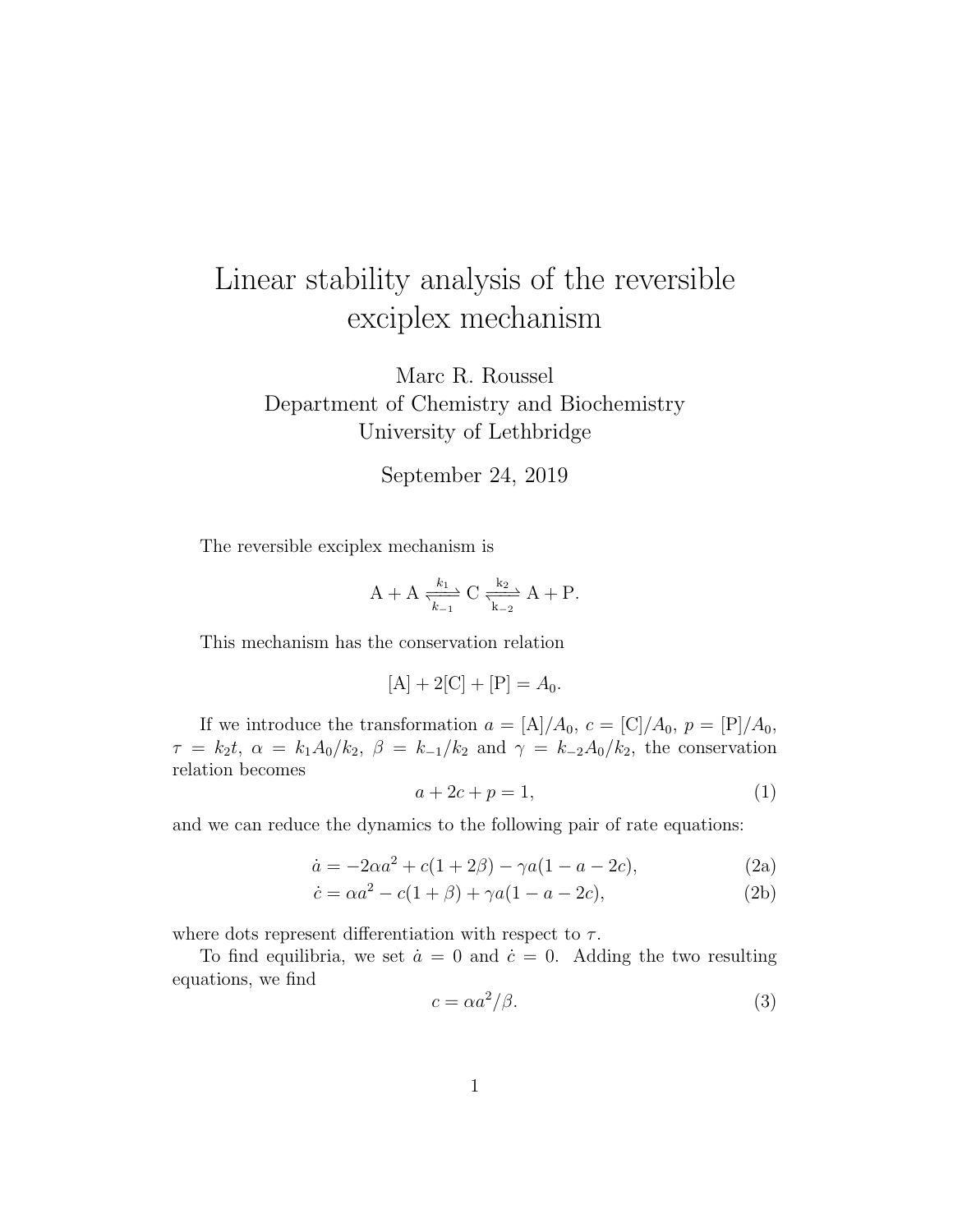# Linear stability analysis of the reversible exciplex mechanism

Marc R. Roussel
Department of Chemistry and Biochemistry
University of Lethbridge

September 24, 2019

The reversible exciplex mechanism is

$$\mathrm{A} + \mathrm{A} \underset{k_{-1}}{\overset{k_1}{\rightleftharpoons}} \mathrm{C} \underset{\mathrm{k}_{-2}}{\overset{\mathrm{k}_2}{\rightleftharpoons}} \mathrm{A} + \mathrm{P}.$$

This mechanism has the conservation relation

$$[\mathrm{A}] + 2[\mathrm{C}] + [\mathrm{P}] = A_0.$$

If we introduce the transformation $a = [\mathrm{A}]/A_0$, $c = [\mathrm{C}]/A_0$, $p = [\mathrm{P}]/A_0$, $\tau = k_2 t$, $\alpha = k_1 A_0/k_2$, $\beta = k_{-1}/k_2$ and $\gamma = k_{-2}A_0/k_2$, the conservation relation becomes

$$a + 2c + p = 1, \tag{1}$$

and we can reduce the dynamics to the following pair of rate equations:

$$\dot{a} = -2\alpha a^2 + c(1 + 2\beta) - \gamma a(1 - a - 2c), \tag{2a}$$

$$\dot{c} = \alpha a^2 - c(1 + \beta) + \gamma a(1 - a - 2c), \tag{2b}$$

where dots represent differentiation with respect to $\tau$.

To find equilibria, we set $\dot{a} = 0$ and $\dot{c} = 0$. Adding the two resulting equations, we find

$$c = \alpha a^2/\beta. \tag{3}$$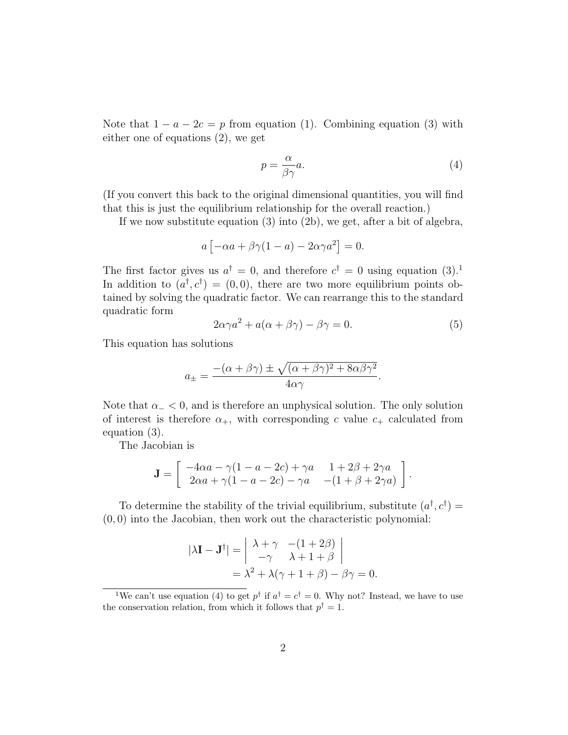Note that $1 - a - 2c = p$ from equation (1). Combining equation (3) with either one of equations (2), we get

$$p = \frac{\alpha}{\beta\gamma} a. \tag{4}$$

(If you convert this back to the original dimensional quantities, you will find that this is just the equilibrium relationship for the overall reaction.)

If we now substitute equation (3) into (2b), we get, after a bit of algebra,

$$a\left[-\alpha a + \beta\gamma(1-a) - 2\alpha\gamma a^2\right] = 0.$$

The first factor gives us $a^\dagger = 0$, and therefore $c^\dagger = 0$ using equation (3).[1] In addition to $(a^\dagger, c^\dagger) = (0, 0)$, there are two more equilibrium points obtained by solving the quadratic factor. We can rearrange this to the standard quadratic form

$$2\alpha\gamma a^2 + a(\alpha + \beta\gamma) - \beta\gamma = 0. \tag{5}$$

This equation has solutions

$$a_\pm = \frac{-(\alpha + \beta\gamma) \pm \sqrt{(\alpha + \beta\gamma)^2 + 8\alpha\beta\gamma^2}}{4\alpha\gamma}.$$

Note that $\alpha_- < 0$, and is therefore an unphysical solution. The only solution of interest is therefore $\alpha_+$, with corresponding $c$ value $c_+$ calculated from equation (3).

The Jacobian is

$$\mathbf{J} = \begin{bmatrix} -4\alpha a - \gamma(1 - a - 2c) + \gamma a & 1 + 2\beta + 2\gamma a \\ 2\alpha a + \gamma(1 - a - 2c) - \gamma a & -(1 + \beta + 2\gamma a) \end{bmatrix}.$$

To determine the stability of the trivial equilibrium, substitute $(a^\dagger, c^\dagger) = (0, 0)$ into the Jacobian, then work out the characteristic polynomial:

$$\begin{aligned} |\lambda \mathbf{I} - \mathbf{J}^\dagger| &= \begin{vmatrix} \lambda + \gamma & -(1 + 2\beta) \\ -\gamma & \lambda + 1 + \beta \end{vmatrix} \\ &= \lambda^2 + \lambda(\gamma + 1 + \beta) - \beta\gamma = 0. \end{aligned}$$

[1] We can't use equation (4) to get $p^\dagger$ if $a^\dagger = c^\dagger = 0$. Why not? Instead, we have to use the conservation relation, from which it follows that $p^\dagger = 1$.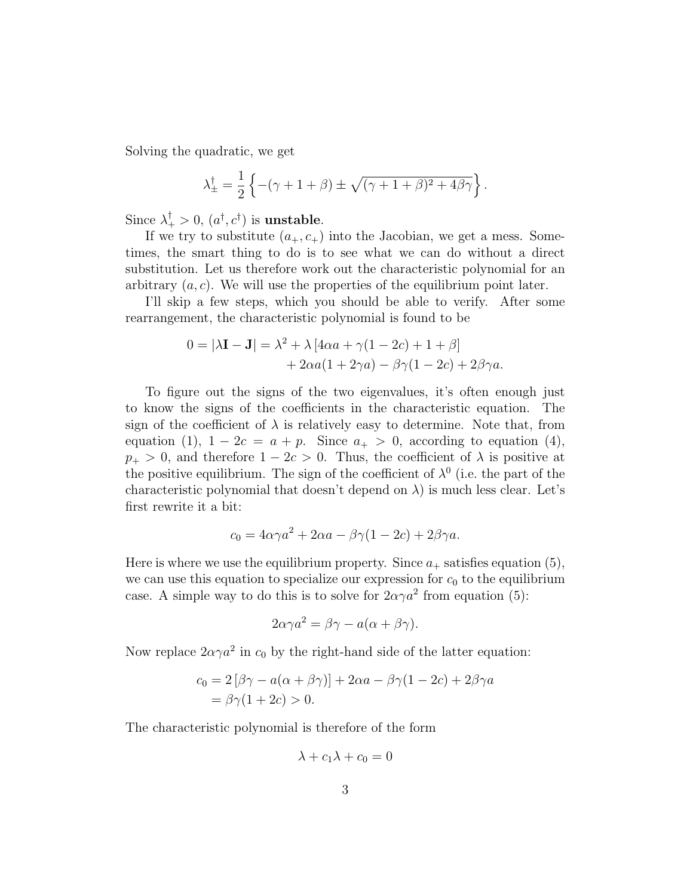Solving the quadratic, we get

$$\lambda_{\pm}^{\dagger} = \frac{1}{2}\left\{-(\gamma+1+\beta) \pm \sqrt{(\gamma+1+\beta)^2 + 4\beta\gamma}\right\}.$$

Since $\lambda_{+}^{\dagger} > 0$, $(a^{\dagger}, c^{\dagger})$ is **unstable**.

If we try to substitute $(a_+, c_+)$ into the Jacobian, we get a mess. Sometimes, the smart thing to do is to see what we can do without a direct substitution. Let us therefore work out the characteristic polynomial for an arbitrary $(a, c)$. We will use the properties of the equilibrium point later.

I'll skip a few steps, which you should be able to verify. After some rearrangement, the characteristic polynomial is found to be

$$\begin{aligned} 0 = |\lambda \mathbf{I} - \mathbf{J}| = \lambda^2 &+ \lambda\left[4\alpha a + \gamma(1-2c) + 1 + \beta\right] \\ &+ 2\alpha a(1 + 2\gamma a) - \beta\gamma(1-2c) + 2\beta\gamma a. \end{aligned}$$

To figure out the signs of the two eigenvalues, it's often enough just to know the signs of the coefficients in the characteristic equation. The sign of the coefficient of $\lambda$ is relatively easy to determine. Note that, from equation (1), $1 - 2c = a + p$. Since $a_+ > 0$, according to equation (4), $p_+ > 0$, and therefore $1 - 2c > 0$. Thus, the coefficient of $\lambda$ is positive at the positive equilibrium. The sign of the coefficient of $\lambda^0$ (i.e. the part of the characteristic polynomial that doesn't depend on $\lambda$) is much less clear. Let's first rewrite it a bit:

$$c_0 = 4\alpha\gamma a^2 + 2\alpha a - \beta\gamma(1-2c) + 2\beta\gamma a.$$

Here is where we use the equilibrium property. Since $a_+$ satisfies equation (5), we can use this equation to specialize our expression for $c_0$ to the equilibrium case. A simple way to do this is to solve for $2\alpha\gamma a^2$ from equation (5):

$$2\alpha\gamma a^2 = \beta\gamma - a(\alpha + \beta\gamma).$$

Now replace $2\alpha\gamma a^2$ in $c_0$ by the right-hand side of the latter equation:

$$\begin{aligned} c_0 &= 2\left[\beta\gamma - a(\alpha + \beta\gamma)\right] + 2\alpha a - \beta\gamma(1-2c) + 2\beta\gamma a \\ &= \beta\gamma(1 + 2c) > 0. \end{aligned}$$

The characteristic polynomial is therefore of the form

$$\lambda + c_1\lambda + c_0 = 0$$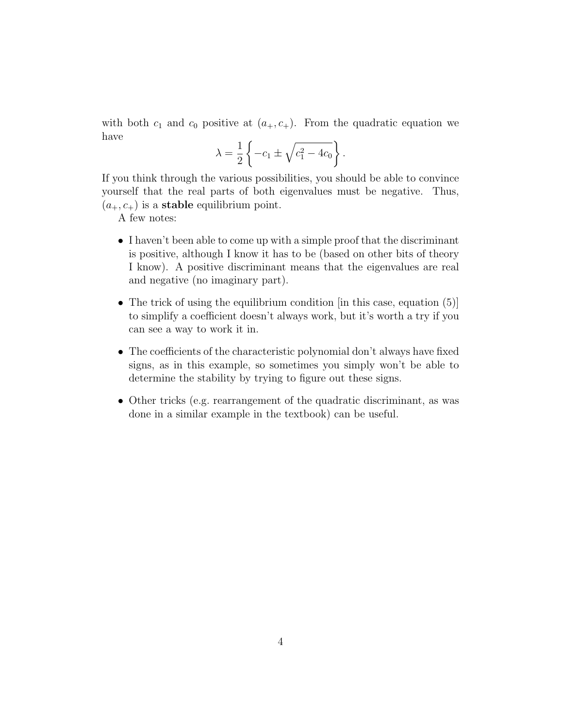with both $c_1$ and $c_0$ positive at $(a_+, c_+)$. From the quadratic equation we have

$$\lambda = \frac{1}{2}\left\{-c_1 \pm \sqrt{c_1^2 - 4c_0}\right\}.$$

If you think through the various possibilities, you should be able to convince yourself that the real parts of both eigenvalues must be negative. Thus, $(a_+, c_+)$ is a **stable** equilibrium point.

A few notes:

- I haven't been able to come up with a simple proof that the discriminant is positive, although I know it has to be (based on other bits of theory I know). A positive discriminant means that the eigenvalues are real and negative (no imaginary part).
- The trick of using the equilibrium condition [in this case, equation (5)] to simplify a coefficient doesn't always work, but it's worth a try if you can see a way to work it in.
- The coefficients of the characteristic polynomial don't always have fixed signs, as in this example, so sometimes you simply won't be able to determine the stability by trying to figure out these signs.
- Other tricks (e.g. rearrangement of the quadratic discriminant, as was done in a similar example in the textbook) can be useful.